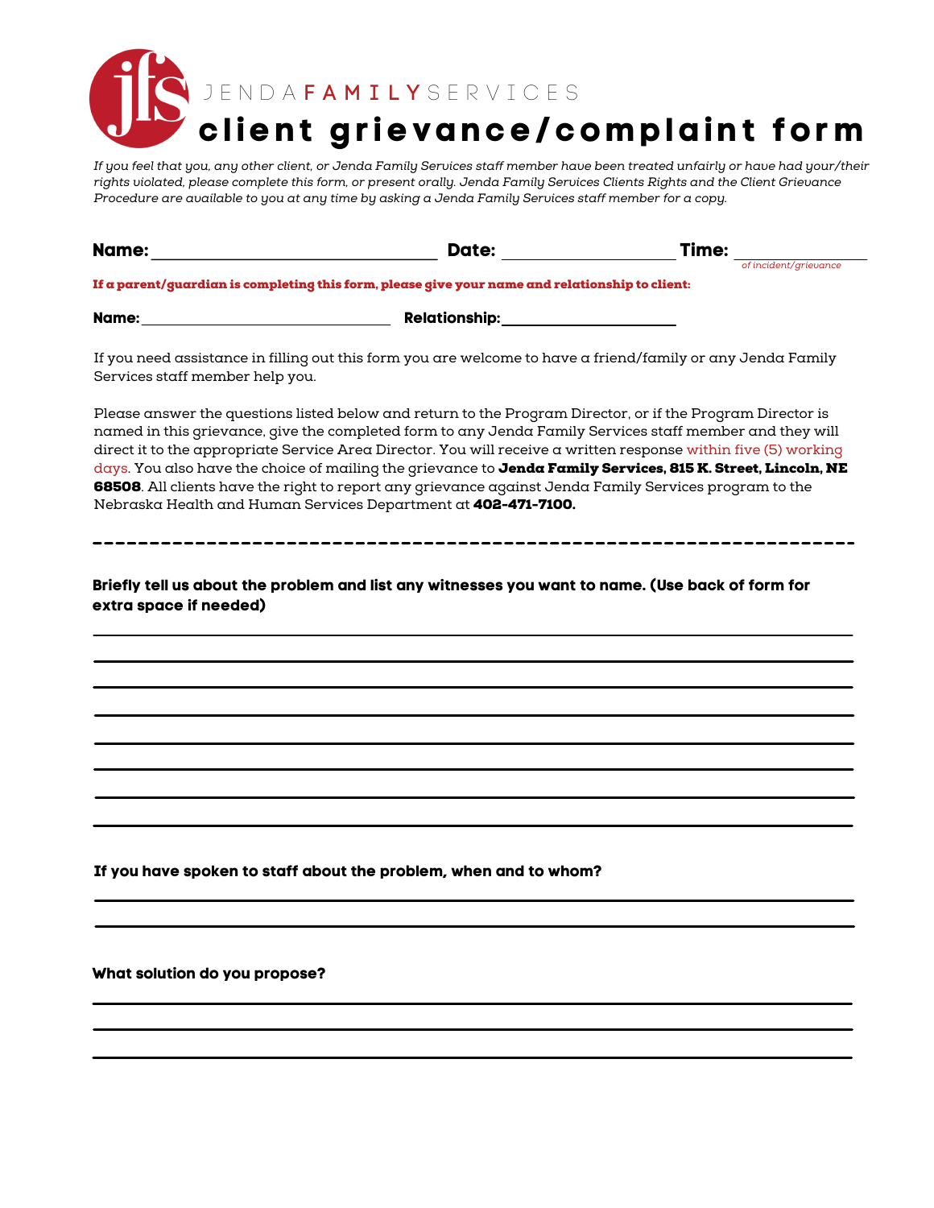JENDA**FAMILY**SERVICES

# client grievance/complaint form

*If you feel that you, any other client, or Jenda Family Services staff member have been treated unfairly or have had your/their rights violated, please complete this form, or present orally. Jenda Family Services Clients Rights and the Client Grievance Procedure are available to you at any time by asking a Jenda Family Services staff member for a copy.*

**Name:** ______________________________ **Date:** __________________ **Time:** ______________
*of incident/grievance*

**If a parent/guardian is completing this form, please give your name and relationship to client:**

**Name:** ____________________________ **Relationship:** ____________________

If you need assistance in filling out this form you are welcome to have a friend/family or any Jenda Family Services staff member help you.

Please answer the questions listed below and return to the Program Director, or if the Program Director is named in this grievance, give the completed form to any Jenda Family Services staff member and they will direct it to the appropriate Service Area Director. You will receive a written response within five (5) working days. You also have the choice of mailing the grievance to **Jenda Family Services, 815 K. Street, Lincoln, NE 68508**. All clients have the right to report any grievance against Jenda Family Services program to the Nebraska Health and Human Services Department at **402-471-7100.**

---

**Briefly tell us about the problem and list any witnesses you want to name. (Use back of form for extra space if needed)**

________________________________________________________________________________

________________________________________________________________________________

________________________________________________________________________________

________________________________________________________________________________

________________________________________________________________________________

________________________________________________________________________________

________________________________________________________________________________

________________________________________________________________________________

**If you have spoken to staff about the problem, when and to whom?**

________________________________________________________________________________

________________________________________________________________________________

**What solution do you propose?**

________________________________________________________________________________

________________________________________________________________________________

________________________________________________________________________________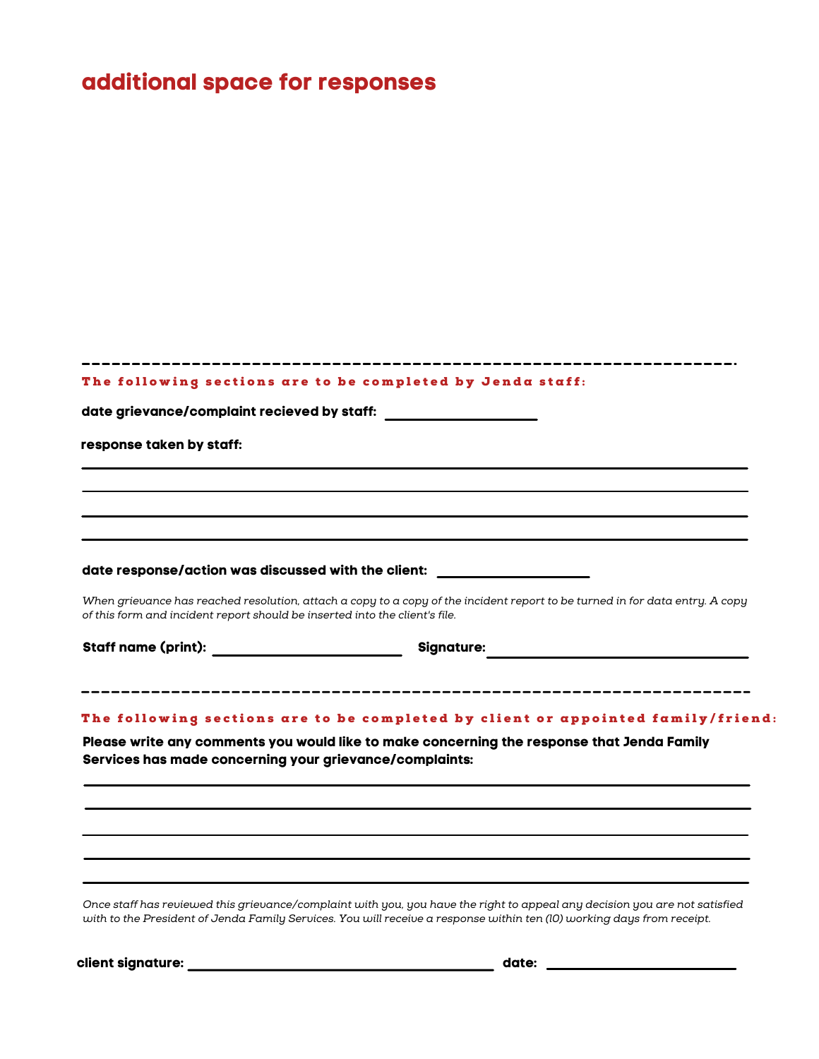## additional space for responses

---

**The following sections are to be completed by Jenda staff:**

**date grievance/complaint recieved by staff:** ____________________

**response taken by staff:**

______________________________________________________________________

______________________________________________________________________

______________________________________________________________________

______________________________________________________________________

**date response/action was discussed with the client:** ____________________

*When grievance has reached resolution, attach a copy to a copy of the incident report to be turned in for data entry. A copy of this form and incident report should be inserted into the client's file.*

**Staff name (print):** ________________________ **Signature:** ________________________________

---

**The following sections are to be completed by client or appointed family/friend:**

**Please write any comments you would like to make concerning the response that Jenda Family Services has made concerning your grievance/complaints:**

______________________________________________________________________

______________________________________________________________________

______________________________________________________________________

______________________________________________________________________

______________________________________________________________________

*Once staff has reviewed this grievance/complaint with you, you have the right to appeal any decision you are not satisfied with to the President of Jenda Family Services. You will receive a response within ten (10) working days from receipt.*

**client signature:** ______________________________________ **date:** ________________________